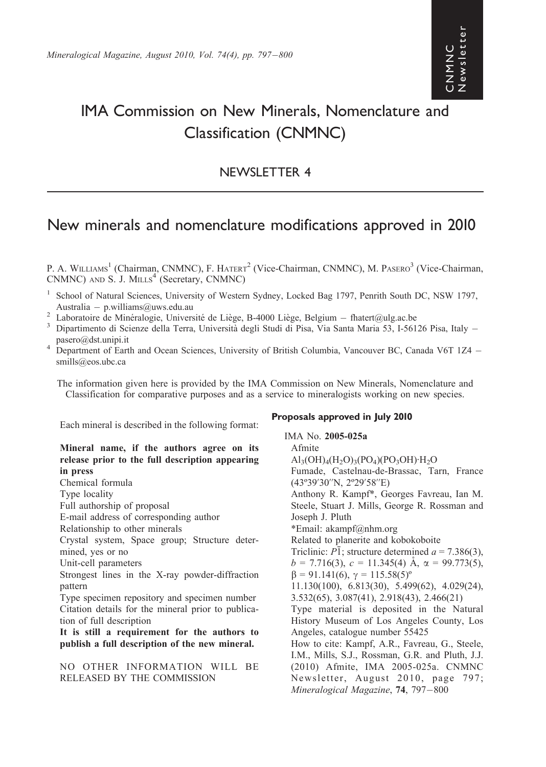# IMA Commission on New Minerals, Nomenclature and Classification (CNMNC)

## NEWSLETTER 4

## New minerals and nomenclature modifications approved in 2010

P. A. WILLIAMS[1] (Chairman, CNMNC), F. HATERT[2] (Vice-Chairman, CNMNC), M. PASERO[3] (Vice-Chairman, CNMNC) AND S. J. MILLS[4] (Secretary, CNMNC)

[1] School of Natural Sciences, University of Western Sydney, Locked Bag 1797, Penrith South DC, NSW 1797, Australia – p.williams@uws.edu.au

[2] Laboratoire de Minéralogie, Université de Liège, B-4000 Liège, Belgium – fhatert@ulg.ac.be

[3] Dipartimento di Scienze della Terra, Università degli Studi di Pisa, Via Santa Maria 53, I-56126 Pisa, Italy – pasero@dst.unipi.it

[4] Department of Earth and Ocean Sciences, University of British Columbia, Vancouver BC, Canada V6T 1Z4 – smills@eos.ubc.ca

The information given here is provided by the IMA Commission on New Minerals, Nomenclature and Classification for comparative purposes and as a service to mineralogists working on new species.

Each mineral is described in the following format:

**Mineral name, if the authors agree on its release prior to the full description appearing in press**
Chemical formula
Type locality
Full authorship of proposal
E-mail address of corresponding author
Relationship to other minerals
Crystal system, Space group; Structure determined, yes or no
Unit-cell parameters
Strongest lines in the X-ray powder-diffraction pattern
Type specimen repository and specimen number
Citation details for the mineral prior to publication of full description
**It is still a requirement for the authors to publish a full description of the new mineral.**

NO OTHER INFORMATION WILL BE RELEASED BY THE COMMISSION

### Proposals approved in July 2010

IMA No. **2005-025a**
Afmite
$Al_3(OH)_4(H_2O)_3(PO_4)(PO_3OH){\cdot}H_2O$
Fumade, Castelnau-de-Brassac, Tarn, France (43º39′30″N, 2º29′58″E)
Anthony R. Kampf*, Georges Favreau, Ian M. Steele, Stuart J. Mills, George R. Rossman and Joseph J. Pluth
*Email: akampf@nhm.org
Related to planerite and kobokoboite
Triclinic: $P\bar{1}$; structure determined $a$ = 7.386(3), $b$ = 7.716(3), $c$ = 11.345(4) Å, $\alpha$ = 99.773(5), $\beta$ = 91.141(6), $\gamma$ = 115.58(5)º
11.130(100), 6.813(30), 5.499(62), 4.029(24), 3.532(65), 3.087(41), 2.918(43), 2.466(21)
Type material is deposited in the Natural History Museum of Los Angeles County, Los Angeles, catalogue number 55425
How to cite: Kampf, A.R., Favreau, G., Steele, I.M., Mills, S.J., Rossman, G.R. and Pluth, J.J. (2010) Afmite, IMA 2005-025a. CNMNC Newsletter, August 2010, page 797; *Mineralogical Magazine*, **74**, 797–800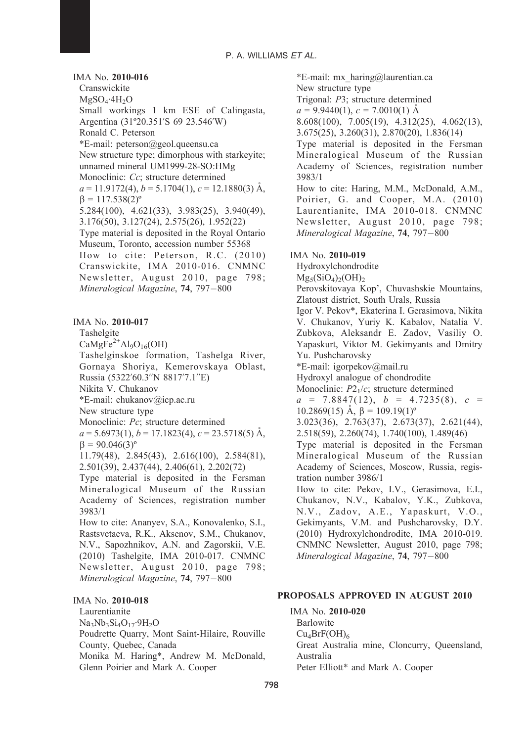IMA No. **2010-016**

Cranswickite

$MgSO_4 \cdot 4H_2O$

Small workings 1 km ESE of Calingasta, Argentina (31º20.351′S 69 23.546′W)

Ronald C. Peterson

*E-mail: peterson@geol.queensu.ca

New structure type; dimorphous with starkeyite; unnamed mineral UM1999-28-SO:HMg

Monoclinic: *Cc*; structure determined

$a$ = 11.9172(4), $b$ = 5.1704(1), $c$ = 12.1880(3) Å, $\beta$ = 117.538(2)º

5.284(100), 4.621(33), 3.983(25), 3.940(49), 3.176(50), 3.127(24), 2.575(26), 1.952(22)

Type material is deposited in the Royal Ontario Museum, Toronto, accession number 55368

How to cite: Peterson, R.C. (2010) Cranswickite, IMA 2010-016. CNMNC Newsletter, August 2010, page 798; *Mineralogical Magazine*, **74**, 797–800

IMA No. **2010-017**

Tashelgite

$CaMgFe^{2+}Al_9O_{16}(OH)$

Tashelginskoe formation, Tashelga River, Gornaya Shoriya, Kemerovskaya Oblast, Russia (5322′60.3″N 8817′7.1″E)

Nikita V. Chukanov

*E-mail: chukanov@icp.ac.ru

New structure type

Monoclinic: *Pc*; structure determined

$a$ = 5.6973(1), $b$ = 17.1823(4), $c$ = 23.5718(5) Å, $\beta$ = 90.046(3)º

11.79(48), 2.845(43), 2.616(100), 2.584(81), 2.501(39), 2.437(44), 2.406(61), 2.202(72)

Type material is deposited in the Fersman Mineralogical Museum of the Russian Academy of Sciences, registration number 3983/1

How to cite: Ananyev, S.A., Konovalenko, S.I., Rastsvetaeva, R.K., Aksenov, S.M., Chukanov, N.V., Sapozhnikov, A.N. and Zagorskii, V.E. (2010) Tashelgite, IMA 2010-017. CNMNC Newsletter, August 2010, page 798; *Mineralogical Magazine*, **74**, 797–800

IMA No. **2010-018**

Laurentianite

$Na_3Nb_3Si_4O_{17} \cdot 9H_2O$

Poudrette Quarry, Mont Saint-Hilaire, Rouville County, Quebec, Canada

Monika M. Haring*, Andrew M. McDonald, Glenn Poirier and Mark A. Cooper

*E-mail: mx_haring@laurentian.ca

New structure type

Trigonal: *P*3; structure determined

$a$ = 9.9440(1), $c$ = 7.0010(1) Å

8.608(100), 7.005(19), 4.312(25), 4.062(13), 3.675(25), 3.260(31), 2.870(20), 1.836(14)

Type material is deposited in the Fersman Mineralogical Museum of the Russian Academy of Sciences, registration number 3983/1

How to cite: Haring, M.M., McDonald, A.M., Poirier, G. and Cooper, M.A. (2010) Laurentianite, IMA 2010-018. CNMNC Newsletter, August 2010, page 798; *Mineralogical Magazine*, **74**, 797–800

IMA No. **2010-019**

Hydroxylchondrodite

$Mg_5(SiO_4)_2(OH)_2$

Perovskitovaya Kop', Chuvashskie Mountains, Zlatoust district, South Urals, Russia

Igor V. Pekov*, Ekaterina I. Gerasimova, Nikita V. Chukanov, Yuriy K. Kabalov, Natalia V. Zubkova, Aleksandr E. Zadov, Vasiliy O. Yapaskurt, Viktor M. Gekimyants and Dmitry Yu. Pushcharovsky

*E-mail: igorpekov@mail.ru

Hydroxyl analogue of chondrodite

Monoclinic: $P2_1/c$; structure determined

$a$ = 7.8847(12), $b$ = 4.7235(8), $c$ = 10.2869(15) Å, $\beta$ = 109.19(1)º

3.023(36), 2.763(37), 2.673(37), 2.621(44), 2.518(59), 2.260(74), 1.740(100), 1.489(46)

Type material is deposited in the Fersman Mineralogical Museum of the Russian Academy of Sciences, Moscow, Russia, registration number 3986/1

How to cite: Pekov, I.V., Gerasimova, E.I., Chukanov, N.V., Kabalov, Y.K., Zubkova, N.V., Zadov, A.E., Yapaskurt, V.O., Gekimyants, V.M. and Pushcharovsky, D.Y. (2010) Hydroxylchondrodite, IMA 2010-019. CNMNC Newsletter, August 2010, page 798; *Mineralogical Magazine*, **74**, 797–800

## PROPOSALS APPROVED IN AUGUST 2010

IMA No. **2010-020**

Barlowite

$Cu_4BrF(OH)_6$

Great Australia mine, Cloncurry, Queensland, Australia

Peter Elliott* and Mark A. Cooper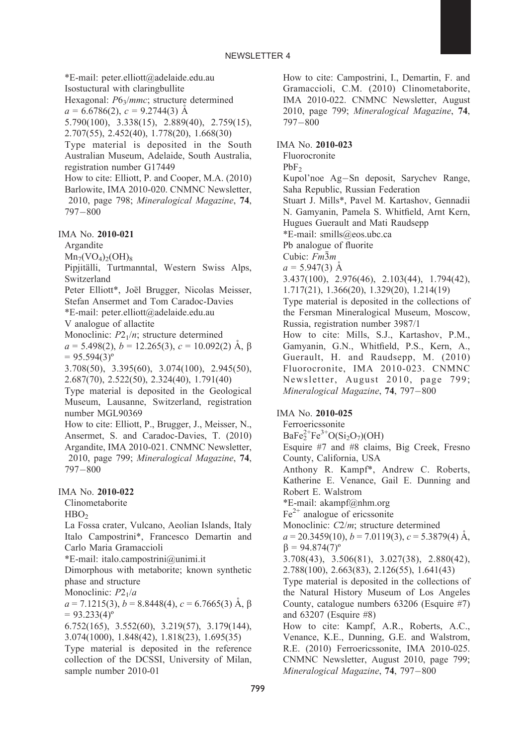*E-mail: peter.elliott@adelaide.edu.au
Isostuctural with claringbullite
Hexagonal: $P6_3/mmc$; structure determined
$a$ = 6.6786(2), $c$ = 9.2744(3) Å
5.790(100), 3.338(15), 2.889(40), 2.759(15), 2.707(55), 2.452(40), 1.778(20), 1.668(30)
Type material is deposited in the South Australian Museum, Adelaide, South Australia, registration number G17449
How to cite: Elliott, P. and Cooper, M.A. (2010) Barlowite, IMA 2010-020. CNMNC Newsletter, 2010, page 798; *Mineralogical Magazine*, **74**, 797–800

IMA No. **2010-021**
Argandite
$Mn_7(VO_4)_2(OH)_8$
Pipjitälli, Turtmanntal, Western Swiss Alps, Switzerland
Peter Elliott*, Joël Brugger, Nicolas Meisser, Stefan Ansermet and Tom Caradoc-Davies
*E-mail: peter.elliott@adelaide.edu.au
V analogue of allactite
Monoclinic: $P2_1/n$; structure determined
$a$ = 5.498(2), $b$ = 12.265(3), $c$ = 10.092(2) Å, β = 95.594(3)º
3.708(50), 3.395(60), 3.074(100), 2.945(50), 2.687(70), 2.522(50), 2.324(40), 1.791(40)
Type material is deposited in the Geological Museum, Lausanne, Switzerland, registration number MGL90369
How to cite: Elliott, P., Brugger, J., Meisser, N., Ansermet, S. and Caradoc-Davies, T. (2010) Argandite, IMA 2010-021. CNMNC Newsletter, 2010, page 799; *Mineralogical Magazine*, **74**, 797–800

IMA No. **2010-022**
Clinometaborite
$HBO_2$
La Fossa crater, Vulcano, Aeolian Islands, Italy
Italo Campostrini*, Francesco Demartin and Carlo Maria Gramaccioli
*E-mail: italo.campostrini@unimi.it
Dimorphous with metaborite; known synthetic phase and structure
Monoclinic: $P2_1/a$
$a$ = 7.1215(3), $b$ = 8.8448(4), $c$ = 6.7665(3) Å, β = 93.233(4)º
6.752(165), 3.552(60), 3.219(57), 3.179(144), 3.074(1000), 1.848(42), 1.818(23), 1.695(35)
Type material is deposited in the reference collection of the DCSSI, University of Milan, sample number 2010-01
How to cite: Campostrini, I., Demartin, F. and Gramaccioli, C.M. (2010) Clinometaborite, IMA 2010-022. CNMNC Newsletter, August 2010, page 799; *Mineralogical Magazine*, **74**, 797–800

IMA No. **2010-023**
Fluorocronite
$PbF_2$
Kupol'noe Ag–Sn deposit, Sarychev Range, Saha Republic, Russian Federation
Stuart J. Mills*, Pavel M. Kartashov, Gennadii N. Gamyanin, Pamela S. Whitfield, Arnt Kern, Hugues Guerault and Mati Raudsepp
*E-mail: smills@eos.ubc.ca
Pb analogue of fluorite
Cubic: $Fm\bar{3}m$
$a$ = 5.947(3) Å
3.437(100), 2.976(46), 2.103(44), 1.794(42), 1.717(21), 1.366(20), 1.329(20), 1.214(19)
Type material is deposited in the collections of the Fersman Mineralogical Museum, Moscow, Russia, registration number 3987/1
How to cite: Mills, S.J., Kartashov, P.M., Gamyanin, G.N., Whitfield, P.S., Kern, A., Guerault, H. and Raudsepp, M. (2010) Fluorocronite, IMA 2010-023. CNMNC Newsletter, August 2010, page 799; *Mineralogical Magazine*, **74**, 797–800

IMA No. **2010-025**
Ferroericssonite
$BaFe^{2+}_2Fe^{3+}O(Si_2O_7)(OH)$
Esquire #7 and #8 claims, Big Creek, Fresno County, California, USA
Anthony R. Kampf*, Andrew C. Roberts, Katherine E. Venance, Gail E. Dunning and Robert E. Walstrom
*E-mail: akampf@nhm.org
$Fe^{2+}$ analogue of ericssonite
Monoclinic: $C2/m$; structure determined
$a$ = 20.3459(10), $b$ = 7.0119(3), $c$ = 5.3879(4) Å, β = 94.874(7)º
3.708(43), 3.506(81), 3.027(38), 2.880(42), 2.788(100), 2.663(83), 2.126(55), 1.641(43)
Type material is deposited in the collections of the Natural History Museum of Los Angeles County, catalogue numbers 63206 (Esquire #7) and 63207 (Esquire #8)
How to cite: Kampf, A.R., Roberts, A.C., Venance, K.E., Dunning, G.E. and Walstrom, R.E. (2010) Ferroericssonite, IMA 2010-025. CNMNC Newsletter, August 2010, page 799; *Mineralogical Magazine*, **74**, 797–800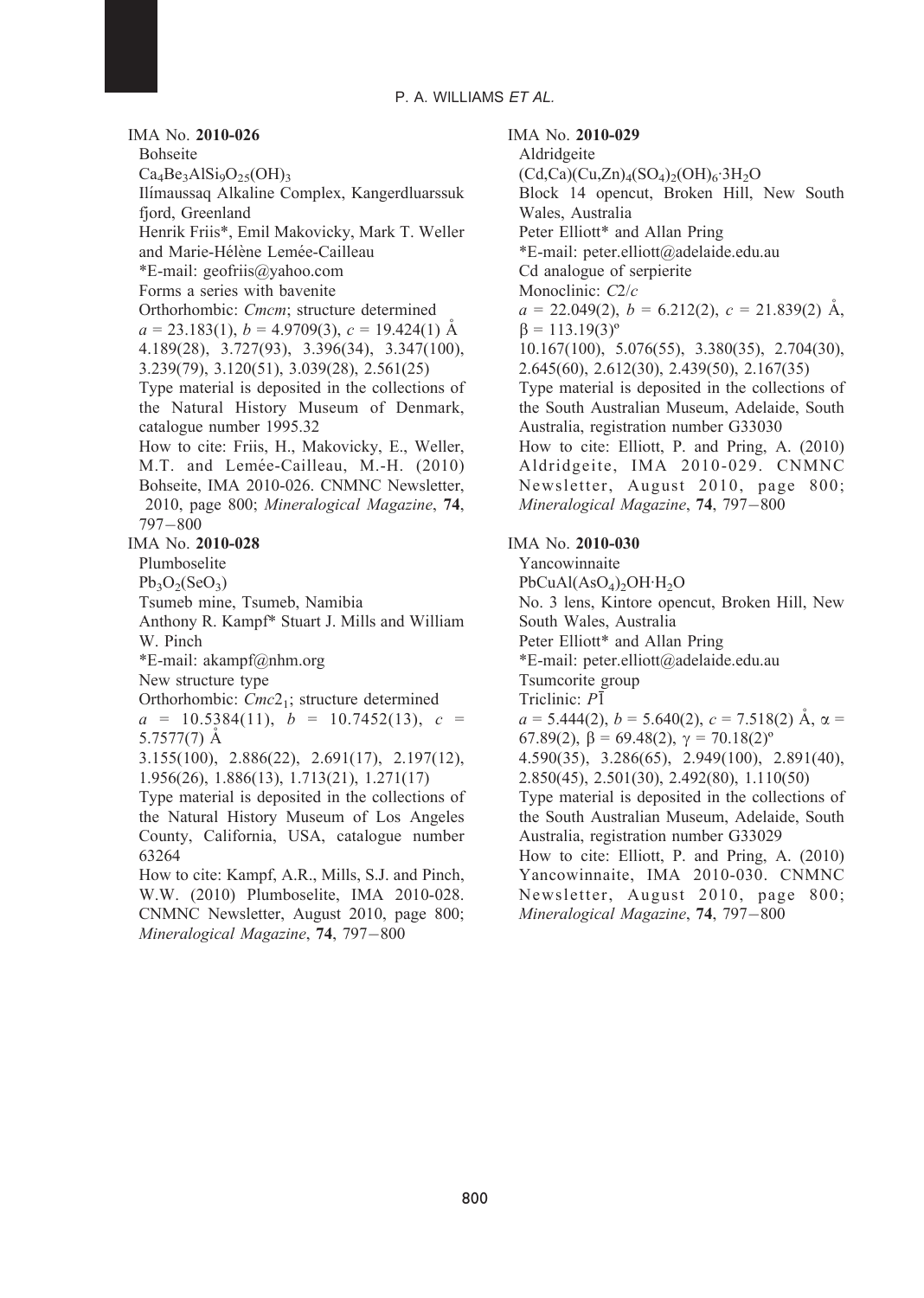IMA No. **2010-026**

Bohseite

$Ca_4Be_3AlSi_9O_{25}(OH)_3$

Ilímaussaq Alkaline Complex, Kangerdluarssuk fjord, Greenland

Henrik Friis*, Emil Makovicky, Mark T. Weller and Marie-Hélène Lemée-Cailleau

*E-mail: geofriis@yahoo.com

Forms a series with bavenite

Orthorhombic: *Cmcm*; structure determined

$a$ = 23.183(1), $b$ = 4.9709(3), $c$ = 19.424(1) Å

4.189(28), 3.727(93), 3.396(34), 3.347(100), 3.239(79), 3.120(51), 3.039(28), 2.561(25)

Type material is deposited in the collections of the Natural History Museum of Denmark, catalogue number 1995.32

How to cite: Friis, H., Makovicky, E., Weller, M.T. and Lemée-Cailleau, M.-H. (2010) Bohseite, IMA 2010-026. CNMNC Newsletter, 2010, page 800; *Mineralogical Magazine*, **74**, 797–800

IMA No. **2010-028**

Plumboselite

$Pb_3O_2(SeO_3)$

Tsumeb mine, Tsumeb, Namibia

Anthony R. Kampf* Stuart J. Mills and William W. Pinch

*E-mail: akampf@nhm.org

New structure type

Orthorhombic: $Cmc2_1$; structure determined

$a$ = 10.5384(11), $b$ = 10.7452(13), $c$ = 5.7577(7) Å

3.155(100), 2.886(22), 2.691(17), 2.197(12), 1.956(26), 1.886(13), 1.713(21), 1.271(17)

Type material is deposited in the collections of the Natural History Museum of Los Angeles County, California, USA, catalogue number 63264

How to cite: Kampf, A.R., Mills, S.J. and Pinch, W.W. (2010) Plumboselite, IMA 2010-028. CNMNC Newsletter, August 2010, page 800; *Mineralogical Magazine*, **74**, 797–800

IMA No. **2010-029**

Aldridgeite

$(Cd,Ca)(Cu,Zn)_4(SO_4)_2(OH)_6{\cdot}3H_2O$

Block 14 opencut, Broken Hill, New South Wales, Australia

Peter Elliott* and Allan Pring

*E-mail: peter.elliott@adelaide.edu.au

Cd analogue of serpierite

Monoclinic: $C2/c$

$a$ = 22.049(2), $b$ = 6.212(2), $c$ = 21.839(2) Å, $\beta$ = 113.19(3)°

10.167(100), 5.076(55), 3.380(35), 2.704(30), 2.645(60), 2.612(30), 2.439(50), 2.167(35)

Type material is deposited in the collections of the South Australian Museum, Adelaide, South Australia, registration number G33030

How to cite: Elliott, P. and Pring, A. (2010) Aldridgeite, IMA 2010-029. CNMNC Newsletter, August 2010, page 800; *Mineralogical Magazine*, **74**, 797–800

IMA No. **2010-030**

Yancowinnaite

$PbCuAl(AsO_4)_2OH{\cdot}H_2O$

No. 3 lens, Kintore opencut, Broken Hill, New South Wales, Australia

Peter Elliott* and Allan Pring

*E-mail: peter.elliott@adelaide.edu.au

Tsumcorite group

Triclinic: $P\bar{1}$

$a$ = 5.444(2), $b$ = 5.640(2), $c$ = 7.518(2) Å, $\alpha$ = 67.89(2), $\beta$ = 69.48(2), $\gamma$ = 70.18(2)°

4.590(35), 3.286(65), 2.949(100), 2.891(40), 2.850(45), 2.501(30), 2.492(80), 1.110(50)

Type material is deposited in the collections of the South Australian Museum, Adelaide, South Australia, registration number G33029

How to cite: Elliott, P. and Pring, A. (2010) Yancowinnaite, IMA 2010-030. CNMNC Newsletter, August 2010, page 800; *Mineralogical Magazine*, **74**, 797–800